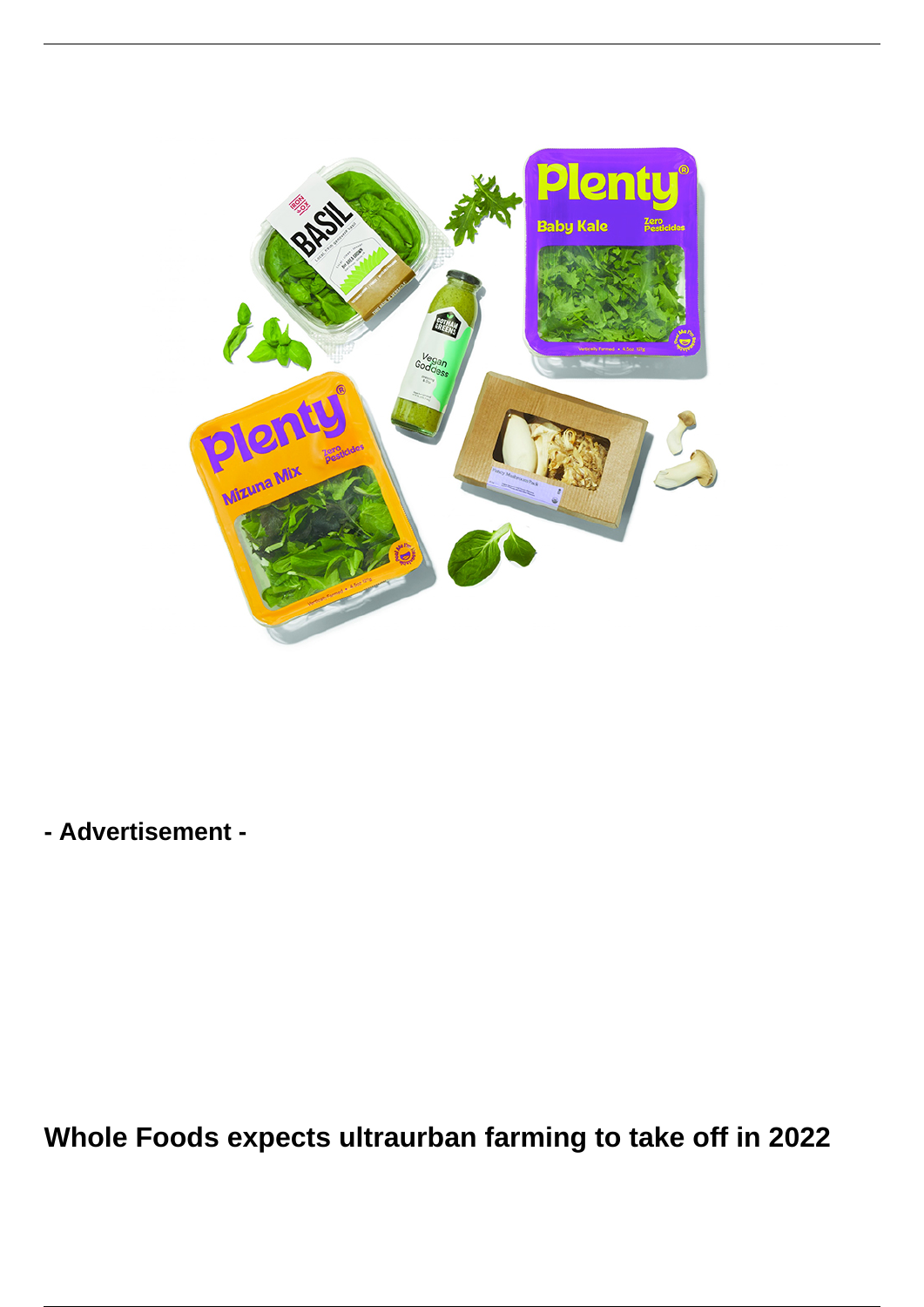- Advertisement -

# Whole Foods expects ultraurban farming to take off in 2022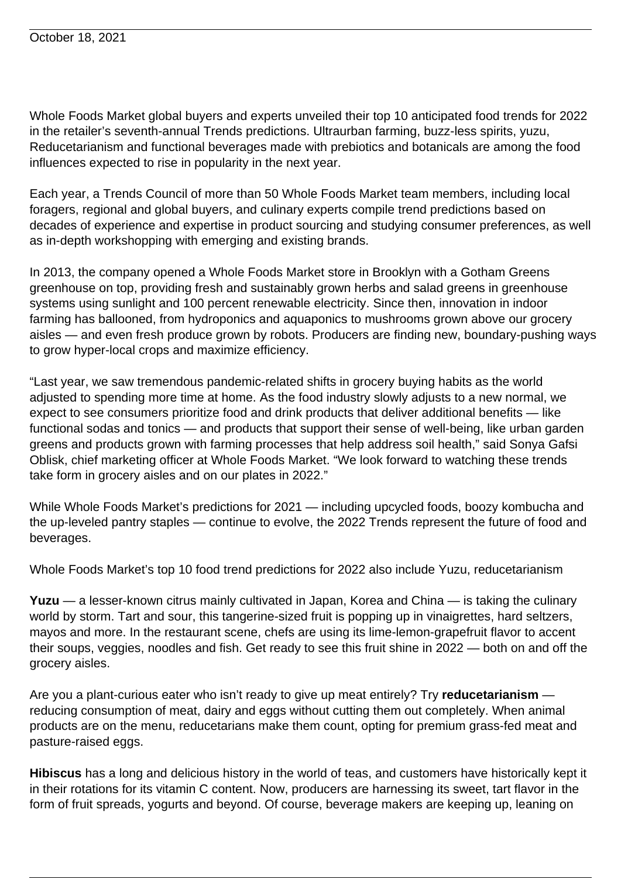October 18, 2021

Whole Foods Market global buyers and experts unveiled their top 10 anticipated food trends for 2022 in the retailer's seventh-annual Trends predictions. Ultraurban farming, buzz-less spirits, yuzu, Reducetarianism and functional beverages made with prebiotics and botanicals are among the food influences expected to rise in popularity in the next year.

Each year, a Trends Council of more than 50 Whole Foods Market team members, including local foragers, regional and global buyers, and culinary experts compile trend predictions based on decades of experience and expertise in product sourcing and studying consumer preferences, as well as in-depth workshopping with emerging and existing brands.

In 2013, the company opened a Whole Foods Market store in Brooklyn with a Gotham Greens greenhouse on top, providing fresh and sustainably grown herbs and salad greens in greenhouse systems using sunlight and 100 percent renewable electricity. Since then, innovation in indoor farming has ballooned, from hydroponics and aquaponics to mushrooms grown above our grocery aisles — and even fresh produce grown by robots. Producers are finding new, boundary-pushing ways to grow hyper-local crops and maximize efficiency.

"Last year, we saw tremendous pandemic-related shifts in grocery buying habits as the world adjusted to spending more time at home. As the food industry slowly adjusts to a new normal, we expect to see consumers prioritize food and drink products that deliver additional benefits — like functional sodas and tonics — and products that support their sense of well-being, like urban garden greens and products grown with farming processes that help address soil health," said Sonya Gafsi Oblisk, chief marketing officer at Whole Foods Market. "We look forward to watching these trends take form in grocery aisles and on our plates in 2022."

While Whole Foods Market's predictions for 2021 — including upcycled foods, boozy kombucha and the up-leveled pantry staples — continue to evolve, the 2022 Trends represent the future of food and beverages.

Whole Foods Market's top 10 food trend predictions for 2022 also include Yuzu, reducetarianism

**Yuzu** — a lesser-known citrus mainly cultivated in Japan, Korea and China — is taking the culinary world by storm. Tart and sour, this tangerine-sized fruit is popping up in vinaigrettes, hard seltzers, mayos and more. In the restaurant scene, chefs are using its lime-lemon-grapefruit flavor to accent their soups, veggies, noodles and fish. Get ready to see this fruit shine in 2022 — both on and off the grocery aisles.

Are you a plant-curious eater who isn't ready to give up meat entirely? Try **reducetarianism** — reducing consumption of meat, dairy and eggs without cutting them out completely. When animal products are on the menu, reducetarians make them count, opting for premium grass-fed meat and pasture-raised eggs.

**Hibiscus** has a long and delicious history in the world of teas, and customers have historically kept it in their rotations for its vitamin C content. Now, producers are harnessing its sweet, tart flavor in the form of fruit spreads, yogurts and beyond. Of course, beverage makers are keeping up, leaning on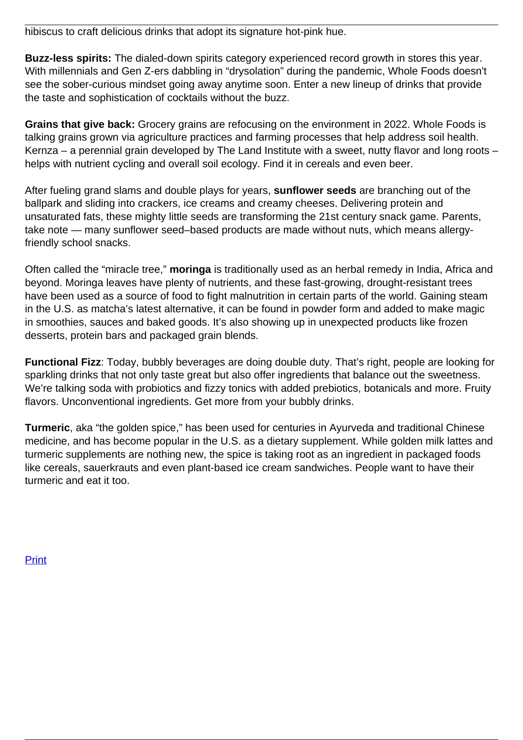hibiscus to craft delicious drinks that adopt its signature hot-pink hue.

**Buzz-less spirits:** The dialed-down spirits category experienced record growth in stores this year. With millennials and Gen Z-ers dabbling in "drysolation" during the pandemic, Whole Foods doesn't see the sober-curious mindset going away anytime soon. Enter a new lineup of drinks that provide the taste and sophistication of cocktails without the buzz.

**Grains that give back:** Grocery grains are refocusing on the environment in 2022. Whole Foods is talking grains grown via agriculture practices and farming processes that help address soil health. Kernza – a perennial grain developed by The Land Institute with a sweet, nutty flavor and long roots – helps with nutrient cycling and overall soil ecology. Find it in cereals and even beer.

After fueling grand slams and double plays for years, **sunflower seeds** are branching out of the ballpark and sliding into crackers, ice creams and creamy cheeses. Delivering protein and unsaturated fats, these mighty little seeds are transforming the 21st century snack game. Parents, take note — many sunflower seed–based products are made without nuts, which means allergy-friendly school snacks.

Often called the "miracle tree," **moringa** is traditionally used as an herbal remedy in India, Africa and beyond. Moringa leaves have plenty of nutrients, and these fast-growing, drought-resistant trees have been used as a source of food to fight malnutrition in certain parts of the world. Gaining steam in the U.S. as matcha's latest alternative, it can be found in powder form and added to make magic in smoothies, sauces and baked goods. It's also showing up in unexpected products like frozen desserts, protein bars and packaged grain blends.

**Functional Fizz**: Today, bubbly beverages are doing double duty. That's right, people are looking for sparkling drinks that not only taste great but also offer ingredients that balance out the sweetness. We're talking soda with probiotics and fizzy tonics with added prebiotics, botanicals and more. Fruity flavors. Unconventional ingredients. Get more from your bubbly drinks.

**Turmeric**, aka "the golden spice," has been used for centuries in Ayurveda and traditional Chinese medicine, and has become popular in the U.S. as a dietary supplement. While golden milk lattes and turmeric supplements are nothing new, the spice is taking root as an ingredient in packaged foods like cereals, sauerkrauts and even plant-based ice cream sandwiches. People want to have their turmeric and eat it too.

Print